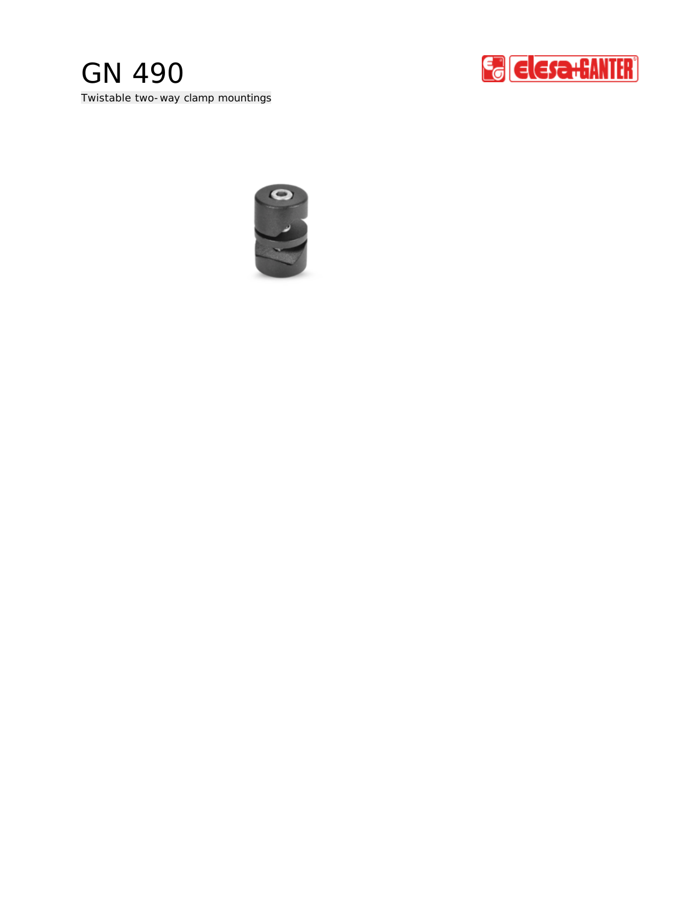# GN 490

Twistable two-way clamp mountings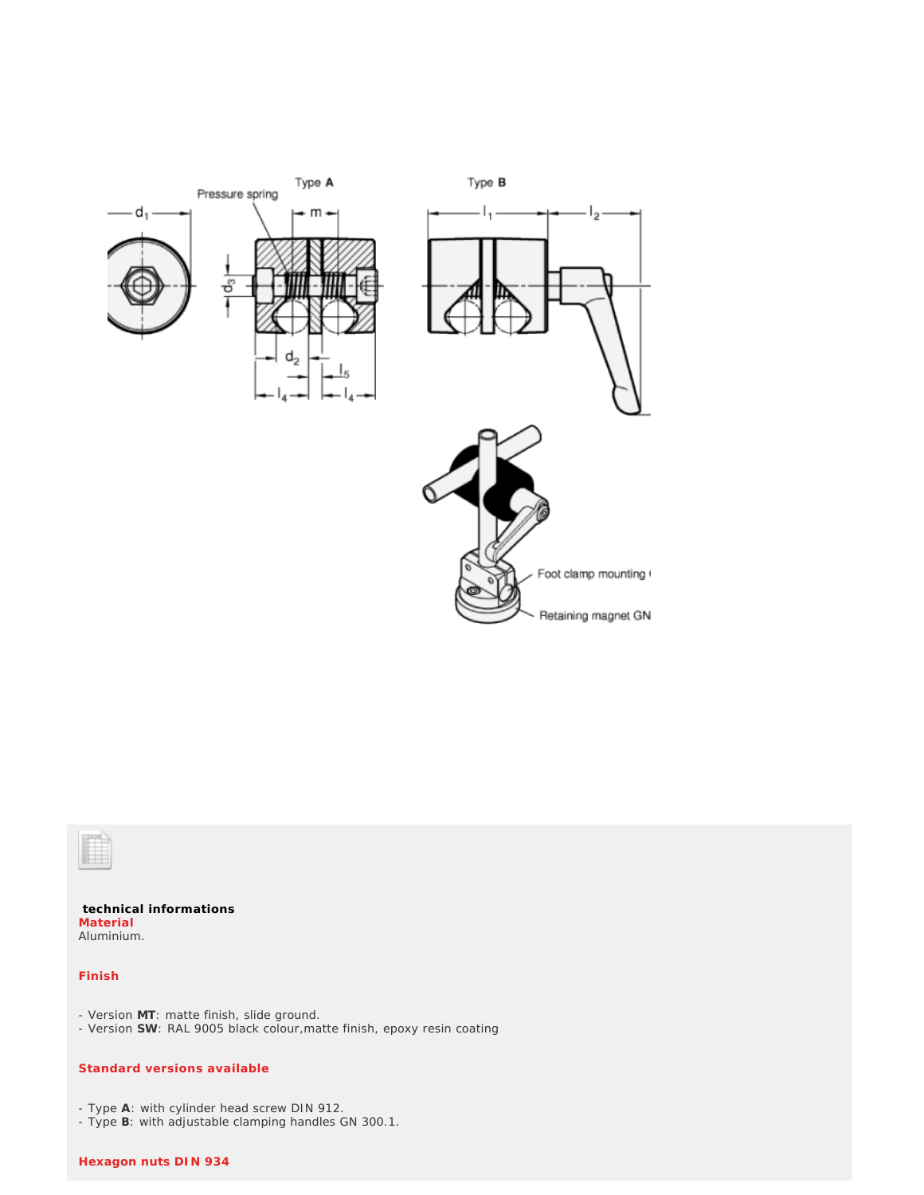**technical informations**

**Material**

Aluminium.

**Finish**

- Version **MT**: matte finish, slide ground.
- Version **SW**: RAL 9005 black colour,matte finish, epoxy resin coating

**Standard versions available**

- Type **A**: with cylinder head screw DIN 912.
- Type **B**: with adjustable clamping handles GN 300.1.

**Hexagon nuts DIN 934**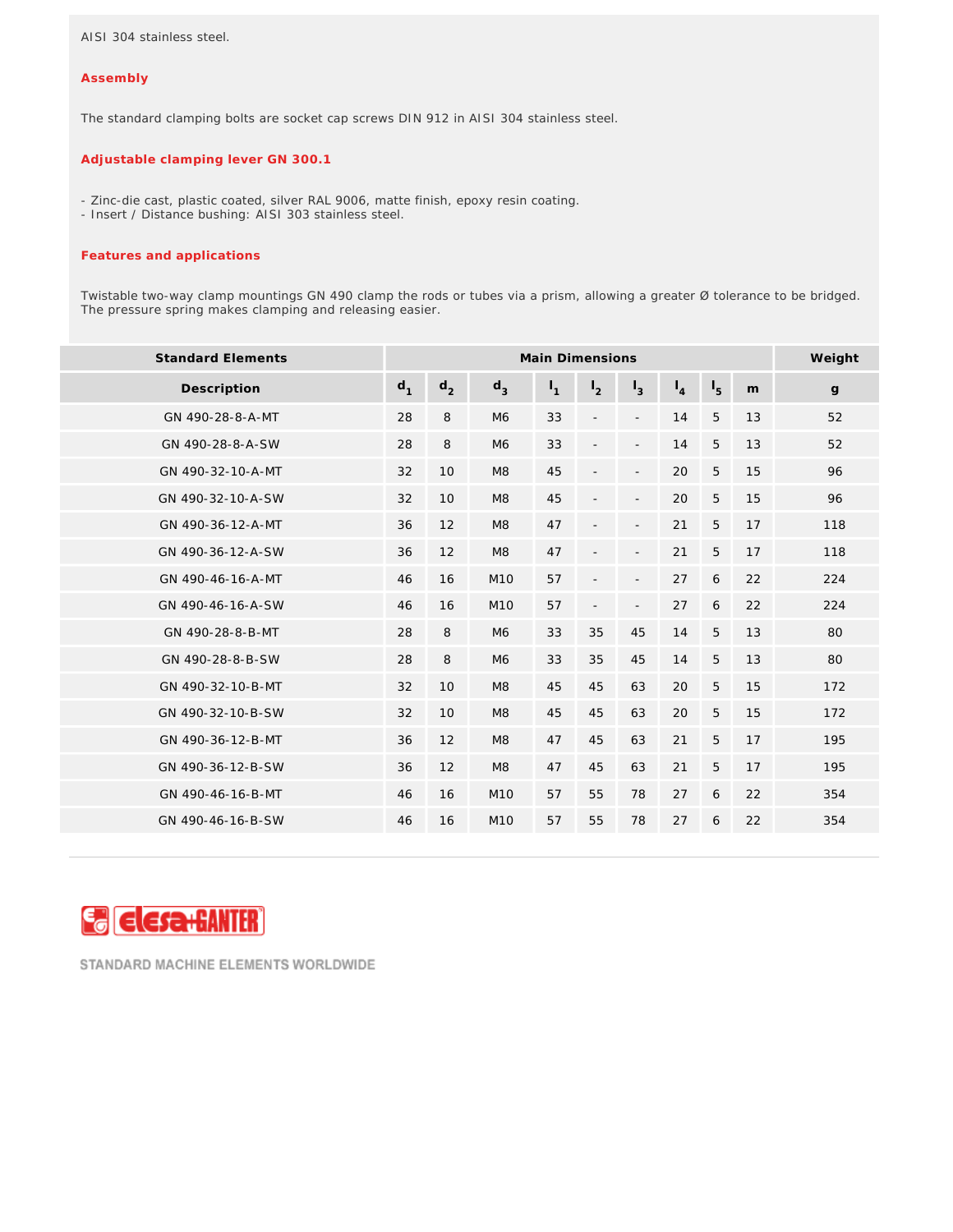AISI 304 stainless steel.

### Assembly

The standard clamping bolts are socket cap screws DIN 912 in AISI 304 stainless steel.

### Adjustable clamping lever GN 300.1

- Zinc-die cast, plastic coated, silver RAL 9006, matte finish, epoxy resin coating.
- Insert / Distance bushing: AISI 303 stainless steel.

### Features and applications

Twistable two-way clamp mountings GN 490 clamp the rods or tubes via a prism, allowing a greater Ø tolerance to be bridged. The pressure spring makes clamping and releasing easier.

| Standard Elements | Main Dimensions | | | | | | | | | Weight |
|---|---|---|---|---|---|---|---|---|---|---|
| Description | $d_1$ | $d_2$ | $d_3$ | $l_1$ | $l_2$ | $l_3$ | $l_4$ | $l_5$ | m | g |
| GN 490-28-8-A-MT | 28 | 8 | M6 | 33 | - | - | 14 | 5 | 13 | 52 |
| GN 490-28-8-A-SW | 28 | 8 | M6 | 33 | - | - | 14 | 5 | 13 | 52 |
| GN 490-32-10-A-MT | 32 | 10 | M8 | 45 | - | - | 20 | 5 | 15 | 96 |
| GN 490-32-10-A-SW | 32 | 10 | M8 | 45 | - | - | 20 | 5 | 15 | 96 |
| GN 490-36-12-A-MT | 36 | 12 | M8 | 47 | - | - | 21 | 5 | 17 | 118 |
| GN 490-36-12-A-SW | 36 | 12 | M8 | 47 | - | - | 21 | 5 | 17 | 118 |
| GN 490-46-16-A-MT | 46 | 16 | M10 | 57 | - | - | 27 | 6 | 22 | 224 |
| GN 490-46-16-A-SW | 46 | 16 | M10 | 57 | - | - | 27 | 6 | 22 | 224 |
| GN 490-28-8-B-MT | 28 | 8 | M6 | 33 | 35 | 45 | 14 | 5 | 13 | 80 |
| GN 490-28-8-B-SW | 28 | 8 | M6 | 33 | 35 | 45 | 14 | 5 | 13 | 80 |
| GN 490-32-10-B-MT | 32 | 10 | M8 | 45 | 45 | 63 | 20 | 5 | 15 | 172 |
| GN 490-32-10-B-SW | 32 | 10 | M8 | 45 | 45 | 63 | 20 | 5 | 15 | 172 |
| GN 490-36-12-B-MT | 36 | 12 | M8 | 47 | 45 | 63 | 21 | 5 | 17 | 195 |
| GN 490-36-12-B-SW | 36 | 12 | M8 | 47 | 45 | 63 | 21 | 5 | 17 | 195 |
| GN 490-46-16-B-MT | 46 | 16 | M10 | 57 | 55 | 78 | 27 | 6 | 22 | 354 |
| GN 490-46-16-B-SW | 46 | 16 | M10 | 57 | 55 | 78 | 27 | 6 | 22 | 354 |

elesa+GANTER

STANDARD MACHINE ELEMENTS WORLDWIDE